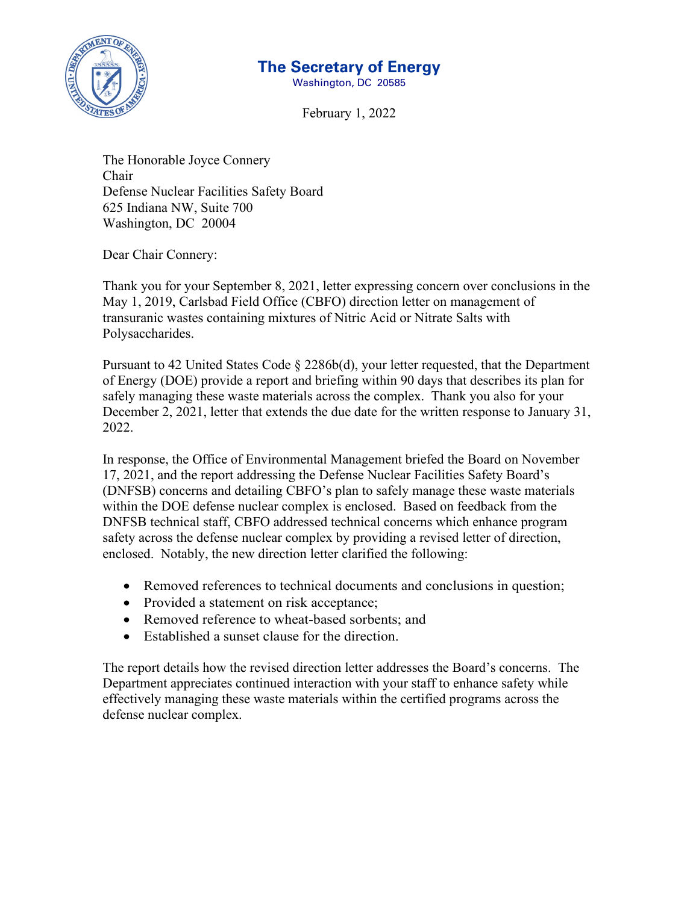# The Secretary of Energy

Washington, DC 20585

February 1, 2022

The Honorable Joyce Connery
Chair
Defense Nuclear Facilities Safety Board
625 Indiana NW, Suite 700
Washington, DC 20004

Dear Chair Connery:

Thank you for your September 8, 2021, letter expressing concern over conclusions in the May 1, 2019, Carlsbad Field Office (CBFO) direction letter on management of transuranic wastes containing mixtures of Nitric Acid or Nitrate Salts with Polysaccharides.

Pursuant to 42 United States Code § 2286b(d), your letter requested, that the Department of Energy (DOE) provide a report and briefing within 90 days that describes its plan for safely managing these waste materials across the complex. Thank you also for your December 2, 2021, letter that extends the due date for the written response to January 31, 2022.

In response, the Office of Environmental Management briefed the Board on November 17, 2021, and the report addressing the Defense Nuclear Facilities Safety Board's (DNFSB) concerns and detailing CBFO's plan to safely manage these waste materials within the DOE defense nuclear complex is enclosed. Based on feedback from the DNFSB technical staff, CBFO addressed technical concerns which enhance program safety across the defense nuclear complex by providing a revised letter of direction, enclosed. Notably, the new direction letter clarified the following:

- Removed references to technical documents and conclusions in question;
- Provided a statement on risk acceptance;
- Removed reference to wheat-based sorbents; and
- Established a sunset clause for the direction.

The report details how the revised direction letter addresses the Board's concerns. The Department appreciates continued interaction with your staff to enhance safety while effectively managing these waste materials within the certified programs across the defense nuclear complex.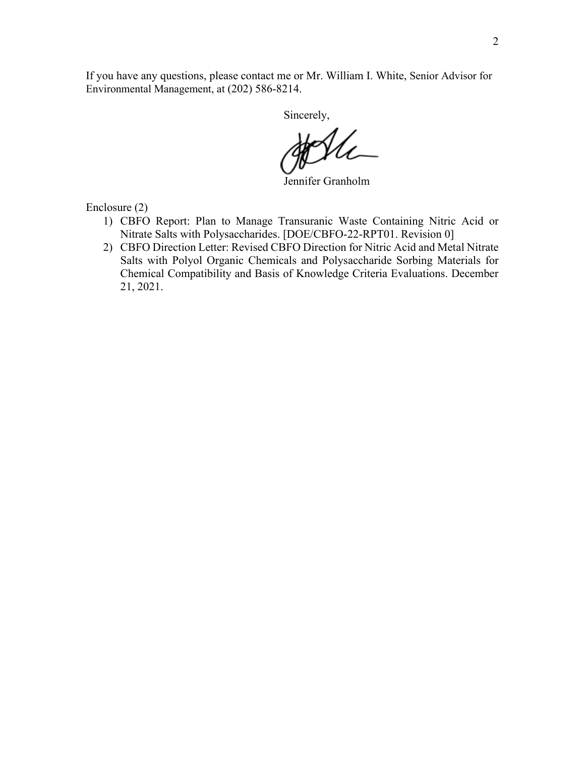If you have any questions, please contact me or Mr. William I. White, Senior Advisor for Environmental Management, at (202) 586-8214.

Sincerely,

Jennifer Granholm

Enclosure (2)

1) CBFO Report: Plan to Manage Transuranic Waste Containing Nitric Acid or Nitrate Salts with Polysaccharides. [DOE/CBFO-22-RPT01. Revision 0]
2) CBFO Direction Letter: Revised CBFO Direction for Nitric Acid and Metal Nitrate Salts with Polyol Organic Chemicals and Polysaccharide Sorbing Materials for Chemical Compatibility and Basis of Knowledge Criteria Evaluations. December 21, 2021.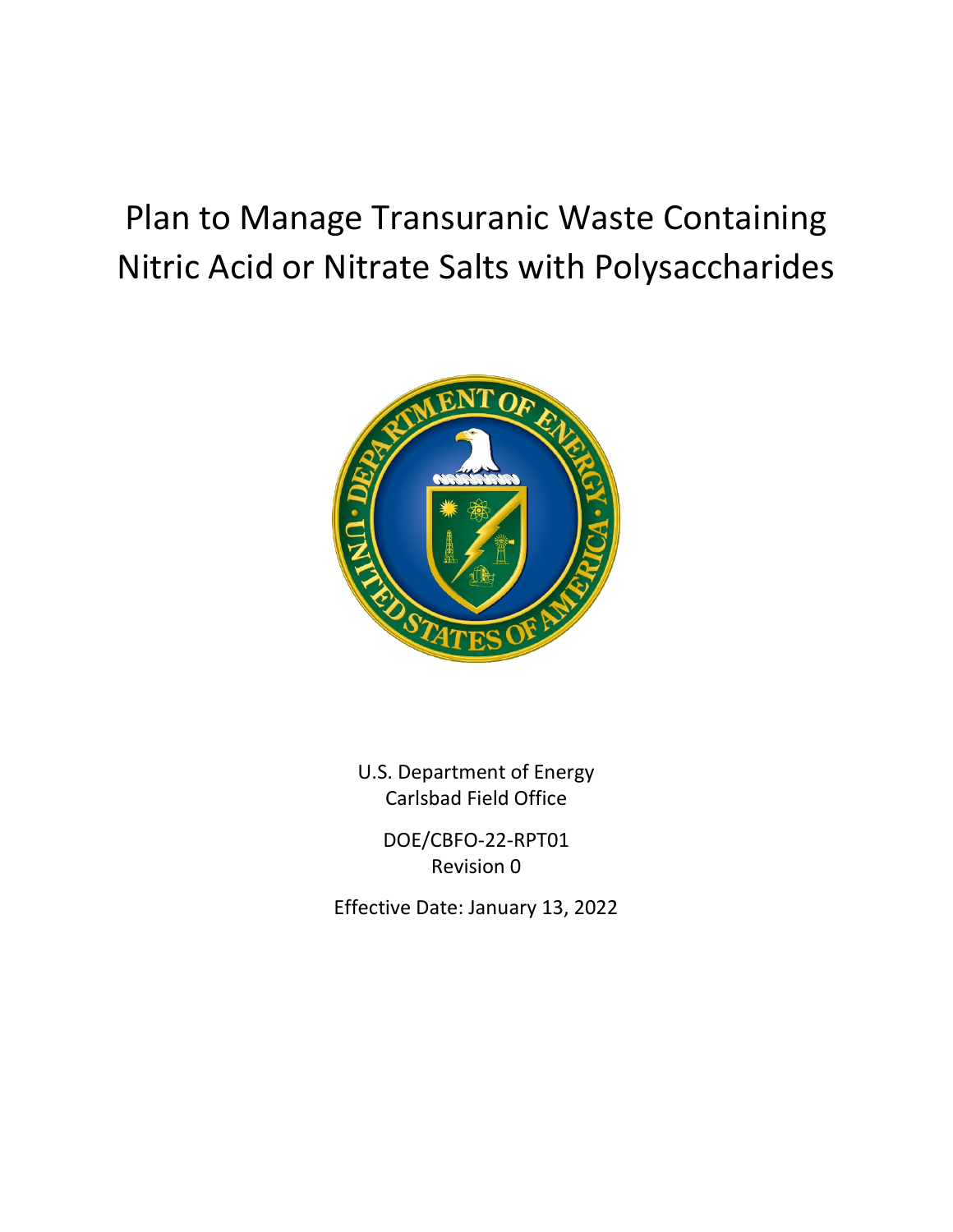# Plan to Manage Transuranic Waste Containing Nitric Acid or Nitrate Salts with Polysaccharides

U.S. Department of Energy
Carlsbad Field Office

DOE/CBFO-22-RPT01
Revision 0

Effective Date: January 13, 2022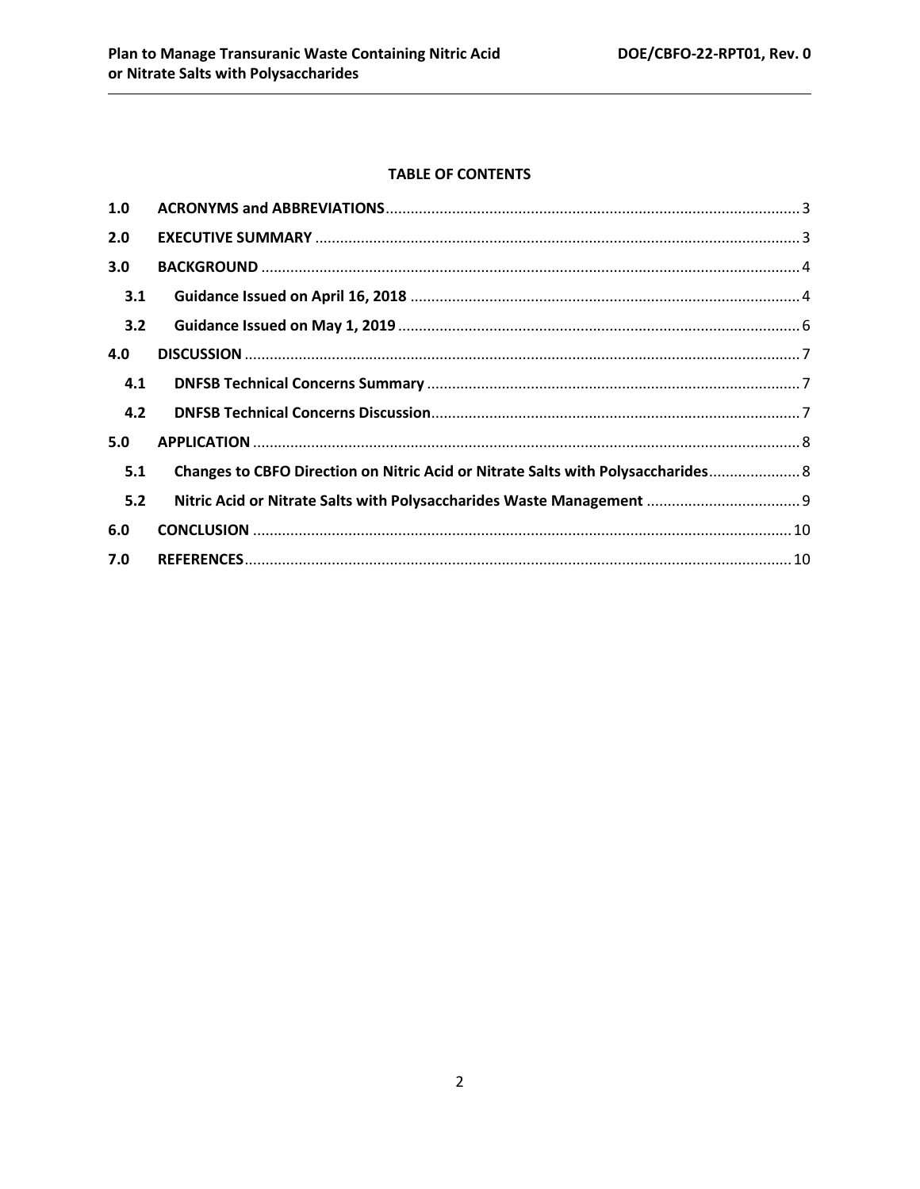**TABLE OF CONTENTS**

| | | |
|---|---|---|
| **1.0** | **ACRONYMS and ABBREVIATIONS** | 3 |
| **2.0** | **EXECUTIVE SUMMARY** | 3 |
| **3.0** | **BACKGROUND** | 4 |
| **3.1** | **Guidance Issued on April 16, 2018** | 4 |
| **3.2** | **Guidance Issued on May 1, 2019** | 6 |
| **4.0** | **DISCUSSION** | 7 |
| **4.1** | **DNFSB Technical Concerns Summary** | 7 |
| **4.2** | **DNFSB Technical Concerns Discussion** | 7 |
| **5.0** | **APPLICATION** | 8 |
| **5.1** | **Changes to CBFO Direction on Nitric Acid or Nitrate Salts with Polysaccharides** | 8 |
| **5.2** | **Nitric Acid or Nitrate Salts with Polysaccharides Waste Management** | 9 |
| **6.0** | **CONCLUSION** | 10 |
| **7.0** | **REFERENCES** | 10 |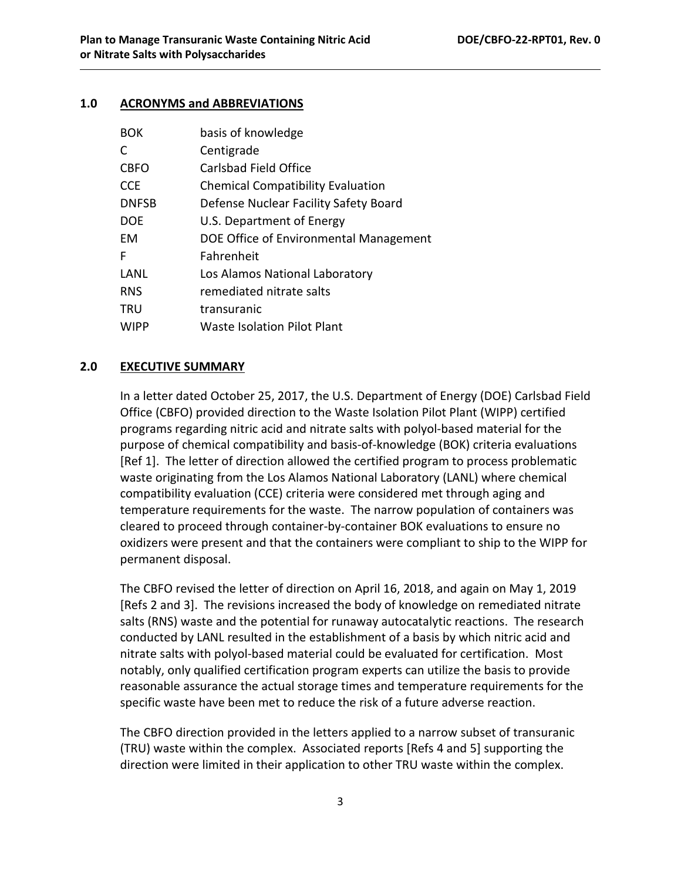## 1.0 ACRONYMS and ABBREVIATIONS

| | |
|---|---|
| BOK | basis of knowledge |
| C | Centigrade |
| CBFO | Carlsbad Field Office |
| CCE | Chemical Compatibility Evaluation |
| DNFSB | Defense Nuclear Facility Safety Board |
| DOE | U.S. Department of Energy |
| EM | DOE Office of Environmental Management |
| F | Fahrenheit |
| LANL | Los Alamos National Laboratory |
| RNS | remediated nitrate salts |
| TRU | transuranic |
| WIPP | Waste Isolation Pilot Plant |

## 2.0 EXECUTIVE SUMMARY

In a letter dated October 25, 2017, the U.S. Department of Energy (DOE) Carlsbad Field Office (CBFO) provided direction to the Waste Isolation Pilot Plant (WIPP) certified programs regarding nitric acid and nitrate salts with polyol-based material for the purpose of chemical compatibility and basis-of-knowledge (BOK) criteria evaluations [Ref 1]. The letter of direction allowed the certified program to process problematic waste originating from the Los Alamos National Laboratory (LANL) where chemical compatibility evaluation (CCE) criteria were considered met through aging and temperature requirements for the waste. The narrow population of containers was cleared to proceed through container-by-container BOK evaluations to ensure no oxidizers were present and that the containers were compliant to ship to the WIPP for permanent disposal.

The CBFO revised the letter of direction on April 16, 2018, and again on May 1, 2019 [Refs 2 and 3]. The revisions increased the body of knowledge on remediated nitrate salts (RNS) waste and the potential for runaway autocatalytic reactions. The research conducted by LANL resulted in the establishment of a basis by which nitric acid and nitrate salts with polyol-based material could be evaluated for certification. Most notably, only qualified certification program experts can utilize the basis to provide reasonable assurance the actual storage times and temperature requirements for the specific waste have been met to reduce the risk of a future adverse reaction.

The CBFO direction provided in the letters applied to a narrow subset of transuranic (TRU) waste within the complex. Associated reports [Refs 4 and 5] supporting the direction were limited in their application to other TRU waste within the complex.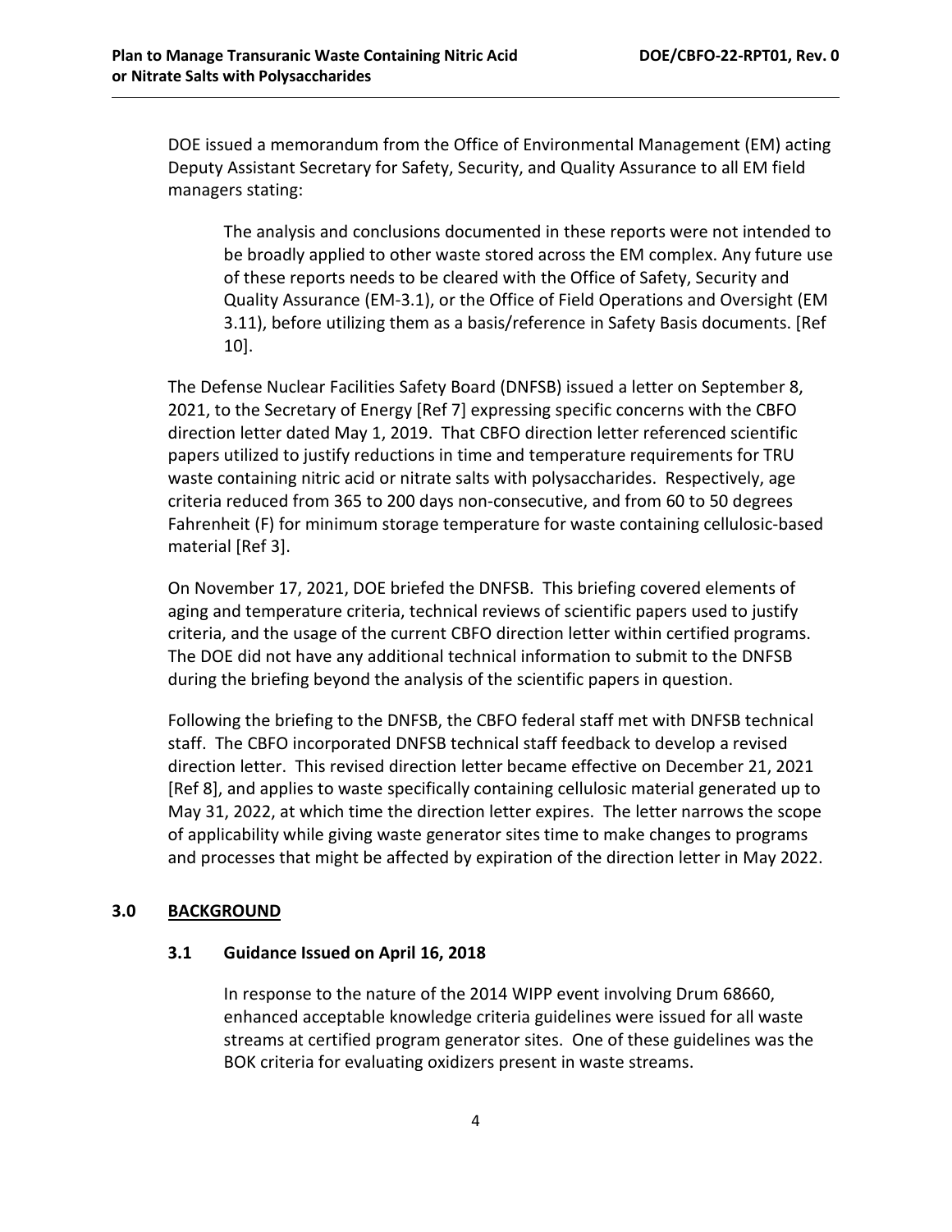DOE issued a memorandum from the Office of Environmental Management (EM) acting Deputy Assistant Secretary for Safety, Security, and Quality Assurance to all EM field managers stating:

> The analysis and conclusions documented in these reports were not intended to be broadly applied to other waste stored across the EM complex. Any future use of these reports needs to be cleared with the Office of Safety, Security and Quality Assurance (EM-3.1), or the Office of Field Operations and Oversight (EM 3.11), before utilizing them as a basis/reference in Safety Basis documents. [Ref 10].

The Defense Nuclear Facilities Safety Board (DNFSB) issued a letter on September 8, 2021, to the Secretary of Energy [Ref 7] expressing specific concerns with the CBFO direction letter dated May 1, 2019. That CBFO direction letter referenced scientific papers utilized to justify reductions in time and temperature requirements for TRU waste containing nitric acid or nitrate salts with polysaccharides. Respectively, age criteria reduced from 365 to 200 days non-consecutive, and from 60 to 50 degrees Fahrenheit (F) for minimum storage temperature for waste containing cellulosic-based material [Ref 3].

On November 17, 2021, DOE briefed the DNFSB. This briefing covered elements of aging and temperature criteria, technical reviews of scientific papers used to justify criteria, and the usage of the current CBFO direction letter within certified programs. The DOE did not have any additional technical information to submit to the DNFSB during the briefing beyond the analysis of the scientific papers in question.

Following the briefing to the DNFSB, the CBFO federal staff met with DNFSB technical staff. The CBFO incorporated DNFSB technical staff feedback to develop a revised direction letter. This revised direction letter became effective on December 21, 2021 [Ref 8], and applies to waste specifically containing cellulosic material generated up to May 31, 2022, at which time the direction letter expires. The letter narrows the scope of applicability while giving waste generator sites time to make changes to programs and processes that might be affected by expiration of the direction letter in May 2022.

## 3.0 BACKGROUND

### 3.1 Guidance Issued on April 16, 2018

In response to the nature of the 2014 WIPP event involving Drum 68660, enhanced acceptable knowledge criteria guidelines were issued for all waste streams at certified program generator sites. One of these guidelines was the BOK criteria for evaluating oxidizers present in waste streams.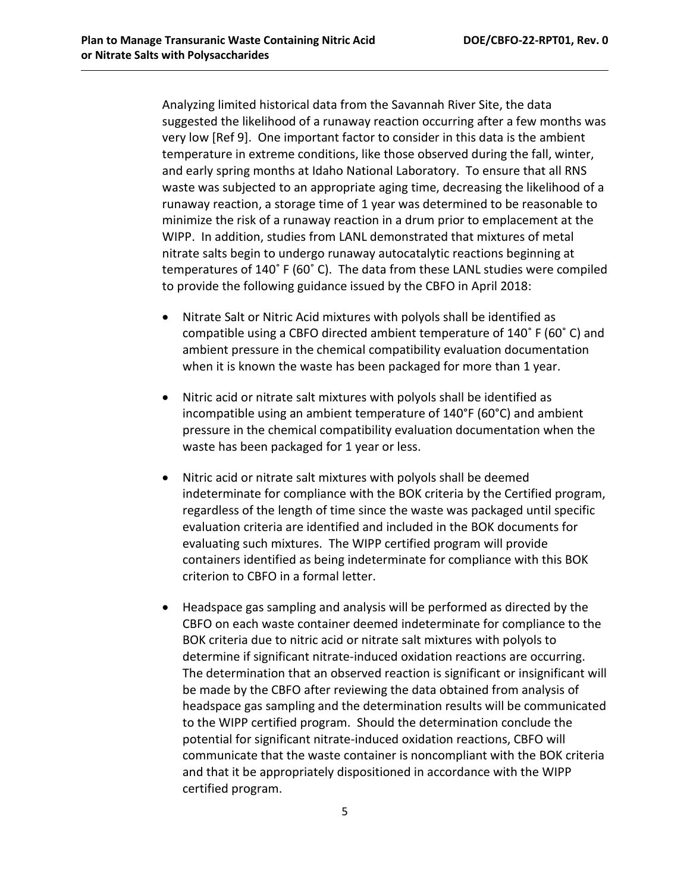Analyzing limited historical data from the Savannah River Site, the data suggested the likelihood of a runaway reaction occurring after a few months was very low [Ref 9]. One important factor to consider in this data is the ambient temperature in extreme conditions, like those observed during the fall, winter, and early spring months at Idaho National Laboratory. To ensure that all RNS waste was subjected to an appropriate aging time, decreasing the likelihood of a runaway reaction, a storage time of 1 year was determined to be reasonable to minimize the risk of a runaway reaction in a drum prior to emplacement at the WIPP. In addition, studies from LANL demonstrated that mixtures of metal nitrate salts begin to undergo runaway autocatalytic reactions beginning at temperatures of 140˚ F (60˚ C). The data from these LANL studies were compiled to provide the following guidance issued by the CBFO in April 2018:

- Nitrate Salt or Nitric Acid mixtures with polyols shall be identified as compatible using a CBFO directed ambient temperature of 140˚ F (60˚ C) and ambient pressure in the chemical compatibility evaluation documentation when it is known the waste has been packaged for more than 1 year.
- Nitric acid or nitrate salt mixtures with polyols shall be identified as incompatible using an ambient temperature of 140°F (60°C) and ambient pressure in the chemical compatibility evaluation documentation when the waste has been packaged for 1 year or less.
- Nitric acid or nitrate salt mixtures with polyols shall be deemed indeterminate for compliance with the BOK criteria by the Certified program, regardless of the length of time since the waste was packaged until specific evaluation criteria are identified and included in the BOK documents for evaluating such mixtures. The WIPP certified program will provide containers identified as being indeterminate for compliance with this BOK criterion to CBFO in a formal letter.
- Headspace gas sampling and analysis will be performed as directed by the CBFO on each waste container deemed indeterminate for compliance to the BOK criteria due to nitric acid or nitrate salt mixtures with polyols to determine if significant nitrate-induced oxidation reactions are occurring. The determination that an observed reaction is significant or insignificant will be made by the CBFO after reviewing the data obtained from analysis of headspace gas sampling and the determination results will be communicated to the WIPP certified program. Should the determination conclude the potential for significant nitrate-induced oxidation reactions, CBFO will communicate that the waste container is noncompliant with the BOK criteria and that it be appropriately dispositioned in accordance with the WIPP certified program.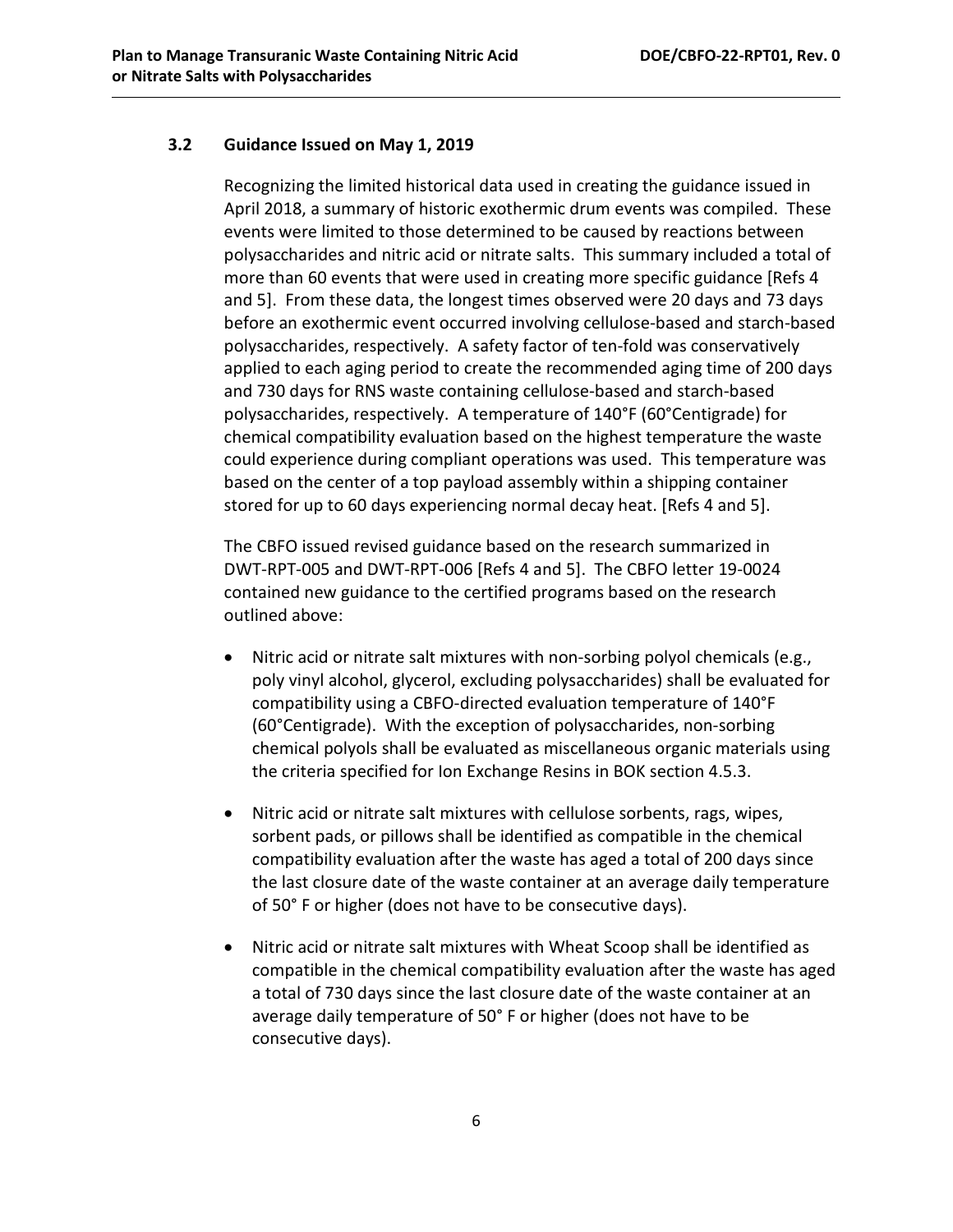### 3.2 Guidance Issued on May 1, 2019

Recognizing the limited historical data used in creating the guidance issued in April 2018, a summary of historic exothermic drum events was compiled. These events were limited to those determined to be caused by reactions between polysaccharides and nitric acid or nitrate salts. This summary included a total of more than 60 events that were used in creating more specific guidance [Refs 4 and 5]. From these data, the longest times observed were 20 days and 73 days before an exothermic event occurred involving cellulose-based and starch-based polysaccharides, respectively. A safety factor of ten-fold was conservatively applied to each aging period to create the recommended aging time of 200 days and 730 days for RNS waste containing cellulose-based and starch-based polysaccharides, respectively. A temperature of 140°F (60°Centigrade) for chemical compatibility evaluation based on the highest temperature the waste could experience during compliant operations was used. This temperature was based on the center of a top payload assembly within a shipping container stored for up to 60 days experiencing normal decay heat. [Refs 4 and 5].

The CBFO issued revised guidance based on the research summarized in DWT-RPT-005 and DWT-RPT-006 [Refs 4 and 5]. The CBFO letter 19-0024 contained new guidance to the certified programs based on the research outlined above:

- Nitric acid or nitrate salt mixtures with non-sorbing polyol chemicals (e.g., poly vinyl alcohol, glycerol, excluding polysaccharides) shall be evaluated for compatibility using a CBFO-directed evaluation temperature of 140°F (60°Centigrade). With the exception of polysaccharides, non-sorbing chemical polyols shall be evaluated as miscellaneous organic materials using the criteria specified for Ion Exchange Resins in BOK section 4.5.3.
- Nitric acid or nitrate salt mixtures with cellulose sorbents, rags, wipes, sorbent pads, or pillows shall be identified as compatible in the chemical compatibility evaluation after the waste has aged a total of 200 days since the last closure date of the waste container at an average daily temperature of 50° F or higher (does not have to be consecutive days).
- Nitric acid or nitrate salt mixtures with Wheat Scoop shall be identified as compatible in the chemical compatibility evaluation after the waste has aged a total of 730 days since the last closure date of the waste container at an average daily temperature of 50° F or higher (does not have to be consecutive days).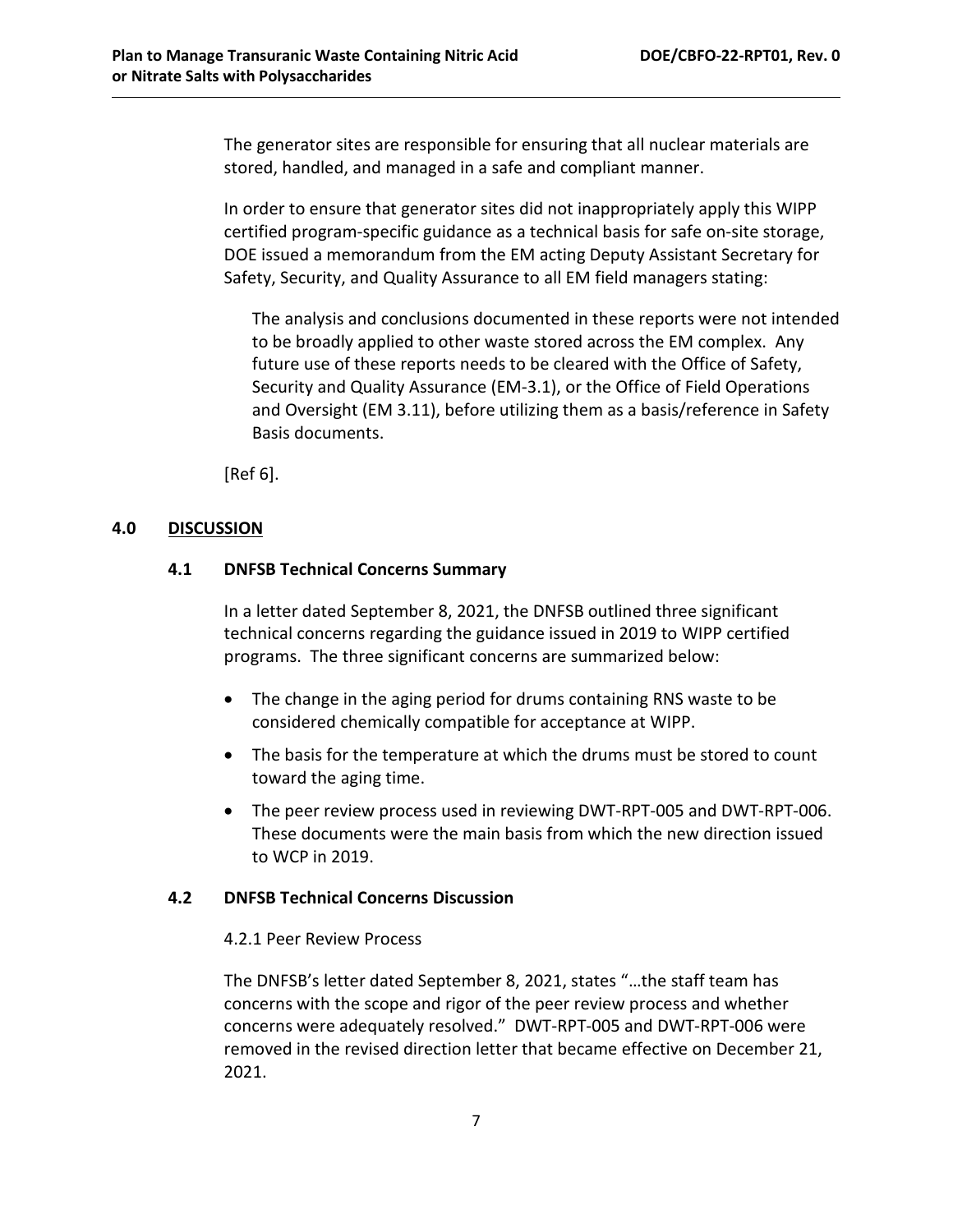The generator sites are responsible for ensuring that all nuclear materials are stored, handled, and managed in a safe and compliant manner.

In order to ensure that generator sites did not inappropriately apply this WIPP certified program-specific guidance as a technical basis for safe on-site storage, DOE issued a memorandum from the EM acting Deputy Assistant Secretary for Safety, Security, and Quality Assurance to all EM field managers stating:

> The analysis and conclusions documented in these reports were not intended to be broadly applied to other waste stored across the EM complex. Any future use of these reports needs to be cleared with the Office of Safety, Security and Quality Assurance (EM-3.1), or the Office of Field Operations and Oversight (EM 3.11), before utilizing them as a basis/reference in Safety Basis documents.

[Ref 6].

## 4.0 DISCUSSION

### 4.1 DNFSB Technical Concerns Summary

In a letter dated September 8, 2021, the DNFSB outlined three significant technical concerns regarding the guidance issued in 2019 to WIPP certified programs. The three significant concerns are summarized below:

- The change in the aging period for drums containing RNS waste to be considered chemically compatible for acceptance at WIPP.
- The basis for the temperature at which the drums must be stored to count toward the aging time.
- The peer review process used in reviewing DWT-RPT-005 and DWT-RPT-006. These documents were the main basis from which the new direction issued to WCP in 2019.

### 4.2 DNFSB Technical Concerns Discussion

4.2.1 Peer Review Process

The DNFSB's letter dated September 8, 2021, states "…the staff team has concerns with the scope and rigor of the peer review process and whether concerns were adequately resolved." DWT-RPT-005 and DWT-RPT-006 were removed in the revised direction letter that became effective on December 21, 2021.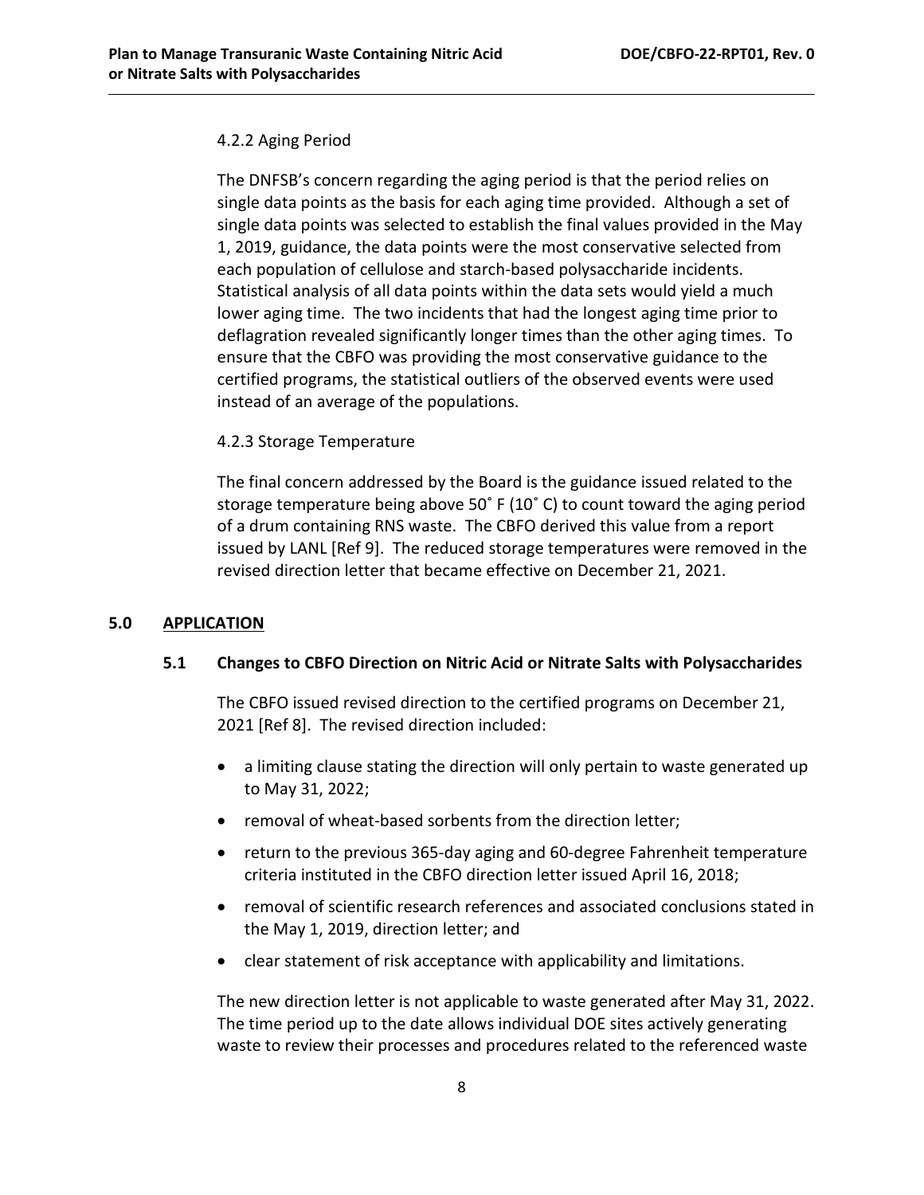#### 4.2.2 Aging Period

The DNFSB's concern regarding the aging period is that the period relies on single data points as the basis for each aging time provided. Although a set of single data points was selected to establish the final values provided in the May 1, 2019, guidance, the data points were the most conservative selected from each population of cellulose and starch-based polysaccharide incidents. Statistical analysis of all data points within the data sets would yield a much lower aging time. The two incidents that had the longest aging time prior to deflagration revealed significantly longer times than the other aging times. To ensure that the CBFO was providing the most conservative guidance to the certified programs, the statistical outliers of the observed events were used instead of an average of the populations.

#### 4.2.3 Storage Temperature

The final concern addressed by the Board is the guidance issued related to the storage temperature being above 50˚ F (10˚ C) to count toward the aging period of a drum containing RNS waste. The CBFO derived this value from a report issued by LANL [Ref 9]. The reduced storage temperatures were removed in the revised direction letter that became effective on December 21, 2021.

## 5.0 APPLICATION

### 5.1 Changes to CBFO Direction on Nitric Acid or Nitrate Salts with Polysaccharides

The CBFO issued revised direction to the certified programs on December 21, 2021 [Ref 8]. The revised direction included:

- a limiting clause stating the direction will only pertain to waste generated up to May 31, 2022;
- removal of wheat-based sorbents from the direction letter;
- return to the previous 365-day aging and 60-degree Fahrenheit temperature criteria instituted in the CBFO direction letter issued April 16, 2018;
- removal of scientific research references and associated conclusions stated in the May 1, 2019, direction letter; and
- clear statement of risk acceptance with applicability and limitations.

The new direction letter is not applicable to waste generated after May 31, 2022. The time period up to the date allows individual DOE sites actively generating waste to review their processes and procedures related to the referenced waste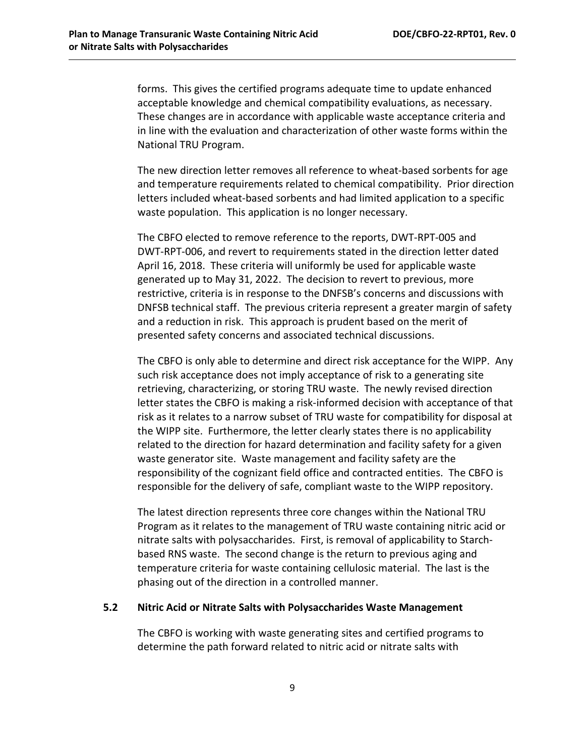forms. This gives the certified programs adequate time to update enhanced acceptable knowledge and chemical compatibility evaluations, as necessary. These changes are in accordance with applicable waste acceptance criteria and in line with the evaluation and characterization of other waste forms within the National TRU Program.

The new direction letter removes all reference to wheat-based sorbents for age and temperature requirements related to chemical compatibility. Prior direction letters included wheat-based sorbents and had limited application to a specific waste population. This application is no longer necessary.

The CBFO elected to remove reference to the reports, DWT-RPT-005 and DWT-RPT-006, and revert to requirements stated in the direction letter dated April 16, 2018. These criteria will uniformly be used for applicable waste generated up to May 31, 2022. The decision to revert to previous, more restrictive, criteria is in response to the DNFSB's concerns and discussions with DNFSB technical staff. The previous criteria represent a greater margin of safety and a reduction in risk. This approach is prudent based on the merit of presented safety concerns and associated technical discussions.

The CBFO is only able to determine and direct risk acceptance for the WIPP. Any such risk acceptance does not imply acceptance of risk to a generating site retrieving, characterizing, or storing TRU waste. The newly revised direction letter states the CBFO is making a risk-informed decision with acceptance of that risk as it relates to a narrow subset of TRU waste for compatibility for disposal at the WIPP site. Furthermore, the letter clearly states there is no applicability related to the direction for hazard determination and facility safety for a given waste generator site. Waste management and facility safety are the responsibility of the cognizant field office and contracted entities. The CBFO is responsible for the delivery of safe, compliant waste to the WIPP repository.

The latest direction represents three core changes within the National TRU Program as it relates to the management of TRU waste containing nitric acid or nitrate salts with polysaccharides. First, is removal of applicability to Starch-based RNS waste. The second change is the return to previous aging and temperature criteria for waste containing cellulosic material. The last is the phasing out of the direction in a controlled manner.

### 5.2 Nitric Acid or Nitrate Salts with Polysaccharides Waste Management

The CBFO is working with waste generating sites and certified programs to determine the path forward related to nitric acid or nitrate salts with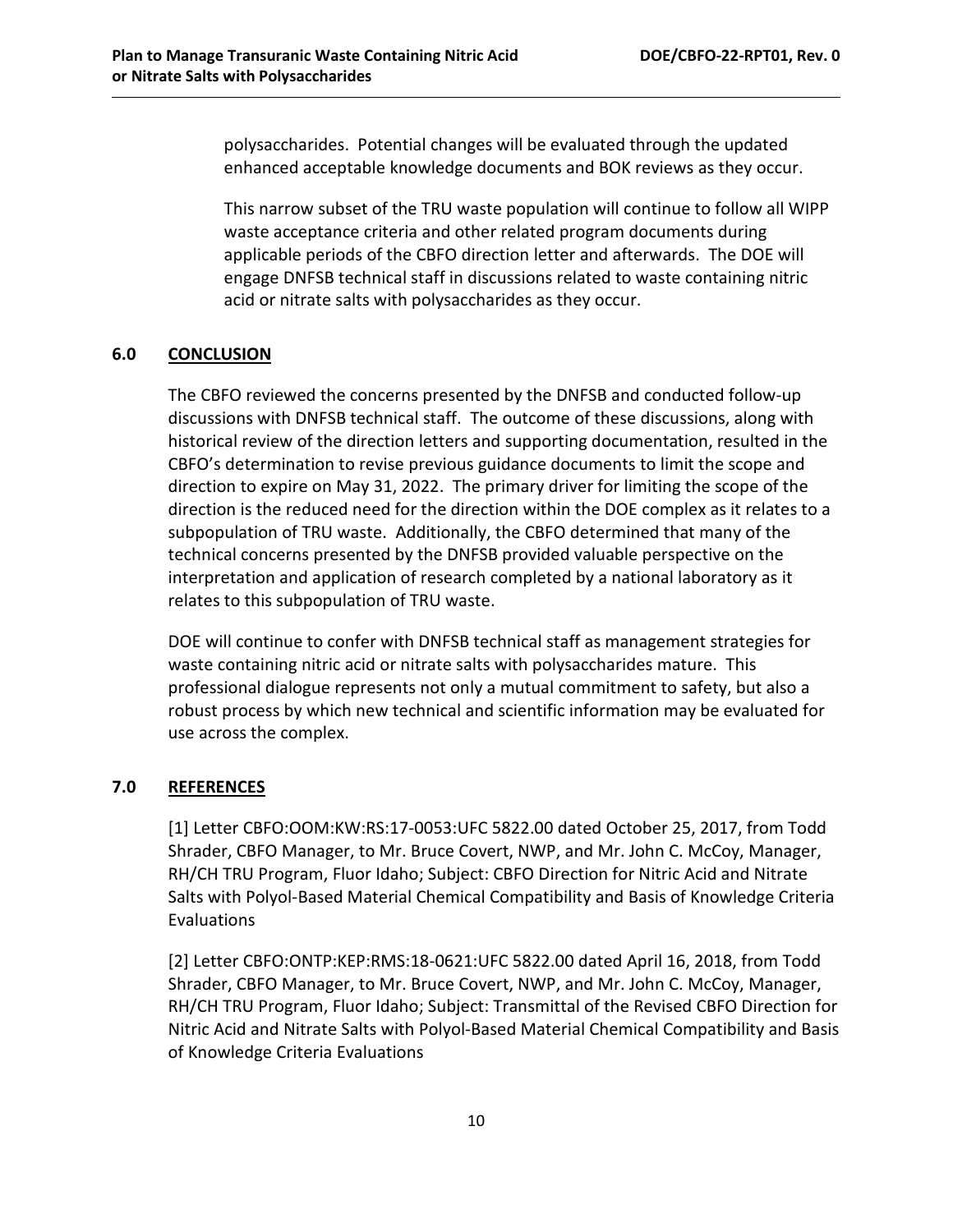polysaccharides. Potential changes will be evaluated through the updated enhanced acceptable knowledge documents and BOK reviews as they occur.

This narrow subset of the TRU waste population will continue to follow all WIPP waste acceptance criteria and other related program documents during applicable periods of the CBFO direction letter and afterwards. The DOE will engage DNFSB technical staff in discussions related to waste containing nitric acid or nitrate salts with polysaccharides as they occur.

## 6.0 CONCLUSION

The CBFO reviewed the concerns presented by the DNFSB and conducted follow-up discussions with DNFSB technical staff. The outcome of these discussions, along with historical review of the direction letters and supporting documentation, resulted in the CBFO's determination to revise previous guidance documents to limit the scope and direction to expire on May 31, 2022. The primary driver for limiting the scope of the direction is the reduced need for the direction within the DOE complex as it relates to a subpopulation of TRU waste. Additionally, the CBFO determined that many of the technical concerns presented by the DNFSB provided valuable perspective on the interpretation and application of research completed by a national laboratory as it relates to this subpopulation of TRU waste.

DOE will continue to confer with DNFSB technical staff as management strategies for waste containing nitric acid or nitrate salts with polysaccharides mature. This professional dialogue represents not only a mutual commitment to safety, but also a robust process by which new technical and scientific information may be evaluated for use across the complex.

## 7.0 REFERENCES

[1] Letter CBFO:OOM:KW:RS:17-0053:UFC 5822.00 dated October 25, 2017, from Todd Shrader, CBFO Manager, to Mr. Bruce Covert, NWP, and Mr. John C. McCoy, Manager, RH/CH TRU Program, Fluor Idaho; Subject: CBFO Direction for Nitric Acid and Nitrate Salts with Polyol-Based Material Chemical Compatibility and Basis of Knowledge Criteria Evaluations

[2] Letter CBFO:ONTP:KEP:RMS:18-0621:UFC 5822.00 dated April 16, 2018, from Todd Shrader, CBFO Manager, to Mr. Bruce Covert, NWP, and Mr. John C. McCoy, Manager, RH/CH TRU Program, Fluor Idaho; Subject: Transmittal of the Revised CBFO Direction for Nitric Acid and Nitrate Salts with Polyol-Based Material Chemical Compatibility and Basis of Knowledge Criteria Evaluations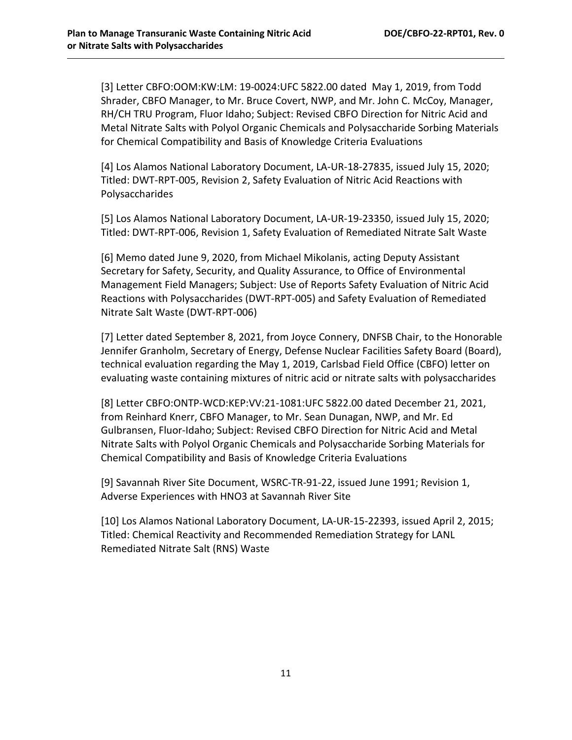[3] Letter CBFO:OOM:KW:LM: 19-0024:UFC 5822.00 dated May 1, 2019, from Todd Shrader, CBFO Manager, to Mr. Bruce Covert, NWP, and Mr. John C. McCoy, Manager, RH/CH TRU Program, Fluor Idaho; Subject: Revised CBFO Direction for Nitric Acid and Metal Nitrate Salts with Polyol Organic Chemicals and Polysaccharide Sorbing Materials for Chemical Compatibility and Basis of Knowledge Criteria Evaluations

[4] Los Alamos National Laboratory Document, LA-UR-18-27835, issued July 15, 2020; Titled: DWT-RPT-005, Revision 2, Safety Evaluation of Nitric Acid Reactions with Polysaccharides

[5] Los Alamos National Laboratory Document, LA-UR-19-23350, issued July 15, 2020; Titled: DWT-RPT-006, Revision 1, Safety Evaluation of Remediated Nitrate Salt Waste

[6] Memo dated June 9, 2020, from Michael Mikolanis, acting Deputy Assistant Secretary for Safety, Security, and Quality Assurance, to Office of Environmental Management Field Managers; Subject: Use of Reports Safety Evaluation of Nitric Acid Reactions with Polysaccharides (DWT-RPT-005) and Safety Evaluation of Remediated Nitrate Salt Waste (DWT-RPT-006)

[7] Letter dated September 8, 2021, from Joyce Connery, DNFSB Chair, to the Honorable Jennifer Granholm, Secretary of Energy, Defense Nuclear Facilities Safety Board (Board), technical evaluation regarding the May 1, 2019, Carlsbad Field Office (CBFO) letter on evaluating waste containing mixtures of nitric acid or nitrate salts with polysaccharides

[8] Letter CBFO:ONTP-WCD:KEP:VV:21-1081:UFC 5822.00 dated December 21, 2021, from Reinhard Knerr, CBFO Manager, to Mr. Sean Dunagan, NWP, and Mr. Ed Gulbransen, Fluor-Idaho; Subject: Revised CBFO Direction for Nitric Acid and Metal Nitrate Salts with Polyol Organic Chemicals and Polysaccharide Sorbing Materials for Chemical Compatibility and Basis of Knowledge Criteria Evaluations

[9] Savannah River Site Document, WSRC-TR-91-22, issued June 1991; Revision 1, Adverse Experiences with HNO3 at Savannah River Site

[10] Los Alamos National Laboratory Document, LA-UR-15-22393, issued April 2, 2015; Titled: Chemical Reactivity and Recommended Remediation Strategy for LANL Remediated Nitrate Salt (RNS) Waste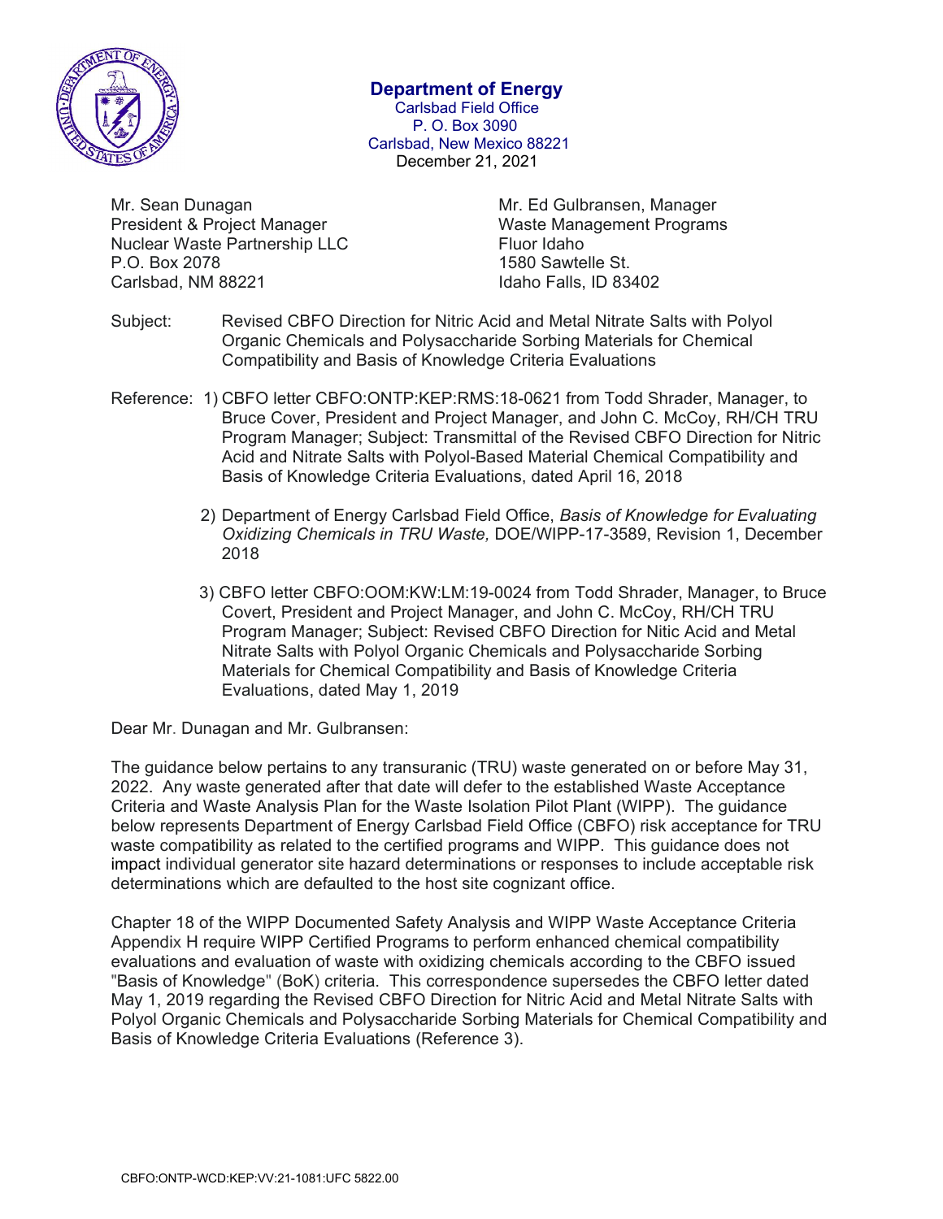**Department of Energy**
Carlsbad Field Office
P. O. Box 3090
Carlsbad, New Mexico 88221
December 21, 2021

Mr. Sean Dunagan
President & Project Manager
Nuclear Waste Partnership LLC
P.O. Box 2078
Carlsbad, NM 88221

Mr. Ed Gulbransen, Manager
Waste Management Programs
Fluor Idaho
1580 Sawtelle St.
Idaho Falls, ID 83402

Subject: Revised CBFO Direction for Nitric Acid and Metal Nitrate Salts with Polyol Organic Chemicals and Polysaccharide Sorbing Materials for Chemical Compatibility and Basis of Knowledge Criteria Evaluations

Reference:
1) CBFO letter CBFO:ONTP:KEP:RMS:18-0621 from Todd Shrader, Manager, to Bruce Cover, President and Project Manager, and John C. McCoy, RH/CH TRU Program Manager; Subject: Transmittal of the Revised CBFO Direction for Nitric Acid and Nitrate Salts with Polyol-Based Material Chemical Compatibility and Basis of Knowledge Criteria Evaluations, dated April 16, 2018

2) Department of Energy Carlsbad Field Office, *Basis of Knowledge for Evaluating Oxidizing Chemicals in TRU Waste,* DOE/WIPP-17-3589, Revision 1, December 2018

3) CBFO letter CBFO:OOM:KW:LM:19-0024 from Todd Shrader, Manager, to Bruce Covert, President and Project Manager, and John C. McCoy, RH/CH TRU Program Manager; Subject: Revised CBFO Direction for Nitic Acid and Metal Nitrate Salts with Polyol Organic Chemicals and Polysaccharide Sorbing Materials for Chemical Compatibility and Basis of Knowledge Criteria Evaluations, dated May 1, 2019

Dear Mr. Dunagan and Mr. Gulbransen:

The guidance below pertains to any transuranic (TRU) waste generated on or before May 31, 2022. Any waste generated after that date will defer to the established Waste Acceptance Criteria and Waste Analysis Plan for the Waste Isolation Pilot Plant (WIPP). The guidance below represents Department of Energy Carlsbad Field Office (CBFO) risk acceptance for TRU waste compatibility as related to the certified programs and WIPP. This guidance does not impact individual generator site hazard determinations or responses to include acceptable risk determinations which are defaulted to the host site cognizant office.

Chapter 18 of the WIPP Documented Safety Analysis and WIPP Waste Acceptance Criteria Appendix H require WIPP Certified Programs to perform enhanced chemical compatibility evaluations and evaluation of waste with oxidizing chemicals according to the CBFO issued "Basis of Knowledge" (BoK) criteria. This correspondence supersedes the CBFO letter dated May 1, 2019 regarding the Revised CBFO Direction for Nitric Acid and Metal Nitrate Salts with Polyol Organic Chemicals and Polysaccharide Sorbing Materials for Chemical Compatibility and Basis of Knowledge Criteria Evaluations (Reference 3).

CBFO:ONTP-WCD:KEP:VV:21-1081:UFC 5822.00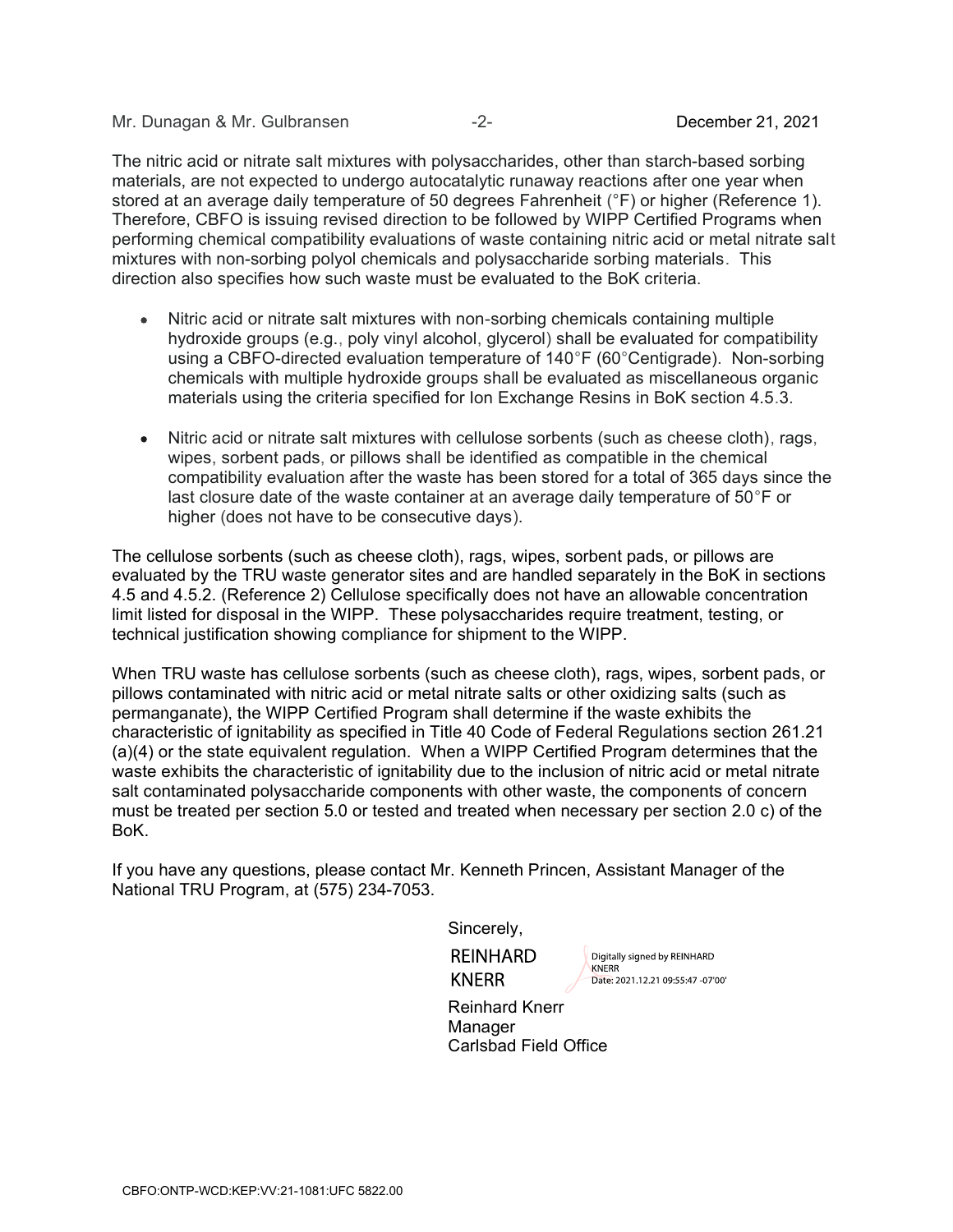The nitric acid or nitrate salt mixtures with polysaccharides, other than starch-based sorbing materials, are not expected to undergo autocatalytic runaway reactions after one year when stored at an average daily temperature of 50 degrees Fahrenheit (°F) or higher (Reference 1). Therefore, CBFO is issuing revised direction to be followed by WIPP Certified Programs when performing chemical compatibility evaluations of waste containing nitric acid or metal nitrate salt mixtures with non-sorbing polyol chemicals and polysaccharide sorbing materials. This direction also specifies how such waste must be evaluated to the BoK criteria.

- Nitric acid or nitrate salt mixtures with non-sorbing chemicals containing multiple hydroxide groups (e.g., poly vinyl alcohol, glycerol) shall be evaluated for compatibility using a CBFO-directed evaluation temperature of 140°F (60°Centigrade). Non-sorbing chemicals with multiple hydroxide groups shall be evaluated as miscellaneous organic materials using the criteria specified for Ion Exchange Resins in BoK section 4.5.3.
- Nitric acid or nitrate salt mixtures with cellulose sorbents (such as cheese cloth), rags, wipes, sorbent pads, or pillows shall be identified as compatible in the chemical compatibility evaluation after the waste has been stored for a total of 365 days since the last closure date of the waste container at an average daily temperature of 50°F or higher (does not have to be consecutive days).

The cellulose sorbents (such as cheese cloth), rags, wipes, sorbent pads, or pillows are evaluated by the TRU waste generator sites and are handled separately in the BoK in sections 4.5 and 4.5.2. (Reference 2) Cellulose specifically does not have an allowable concentration limit listed for disposal in the WIPP. These polysaccharides require treatment, testing, or technical justification showing compliance for shipment to the WIPP.

When TRU waste has cellulose sorbents (such as cheese cloth), rags, wipes, sorbent pads, or pillows contaminated with nitric acid or metal nitrate salts or other oxidizing salts (such as permanganate), the WIPP Certified Program shall determine if the waste exhibits the characteristic of ignitability as specified in Title 40 Code of Federal Regulations section 261.21 (a)(4) or the state equivalent regulation. When a WIPP Certified Program determines that the waste exhibits the characteristic of ignitability due to the inclusion of nitric acid or metal nitrate salt contaminated polysaccharide components with other waste, the components of concern must be treated per section 5.0 or tested and treated when necessary per section 2.0 c) of the BoK.

If you have any questions, please contact Mr. Kenneth Princen, Assistant Manager of the National TRU Program, at (575) 234-7053.

Sincerely,

REINHARD KNERR — Digitally signed by REINHARD KNERR Date: 2021.12.21 09:55:47 -07'00'

Reinhard Knerr
Manager
Carlsbad Field Office

CBFO:ONTP-WCD:KEP:VV:21-1081:UFC 5822.00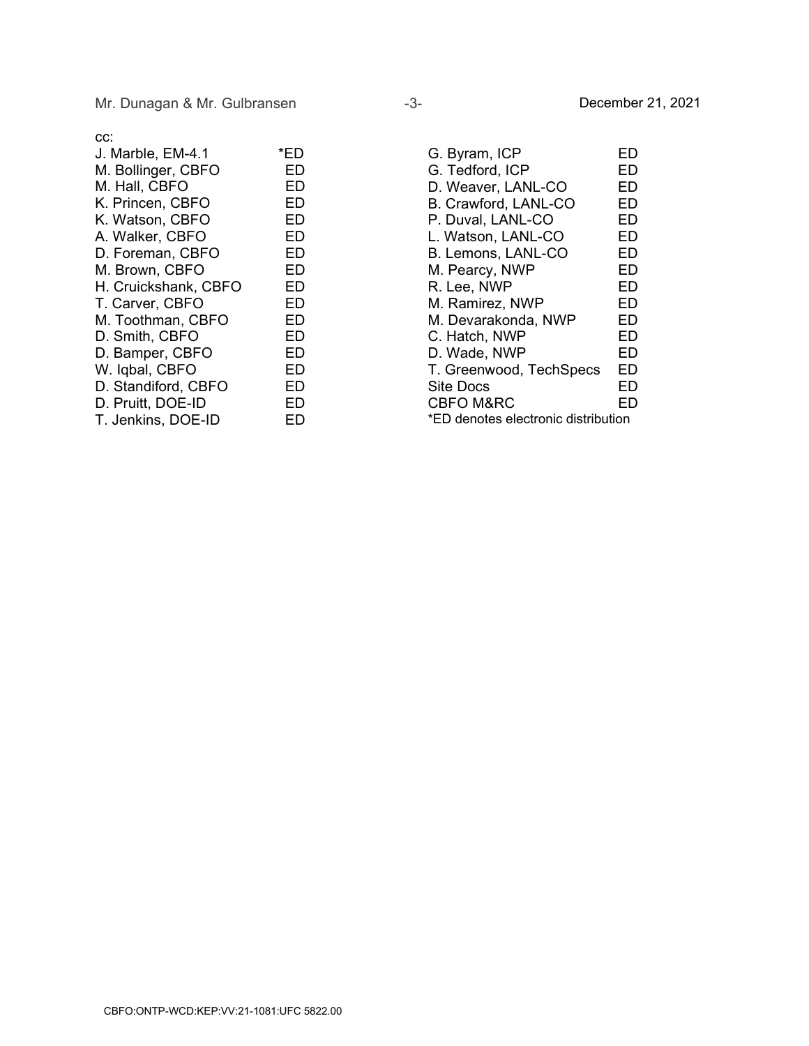cc:

| | | | |
|---|---|---|---|
| J. Marble, EM-4.1 | *ED | G. Byram, ICP | ED |
| M. Bollinger, CBFO | ED | G. Tedford, ICP | ED |
| M. Hall, CBFO | ED | D. Weaver, LANL-CO | ED |
| K. Princen, CBFO | ED | B. Crawford, LANL-CO | ED |
| K. Watson, CBFO | ED | P. Duval, LANL-CO | ED |
| A. Walker, CBFO | ED | L. Watson, LANL-CO | ED |
| D. Foreman, CBFO | ED | B. Lemons, LANL-CO | ED |
| M. Brown, CBFO | ED | M. Pearcy, NWP | ED |
| H. Cruickshank, CBFO | ED | R. Lee, NWP | ED |
| T. Carver, CBFO | ED | M. Ramirez, NWP | ED |
| M. Toothman, CBFO | ED | M. Devarakonda, NWP | ED |
| D. Smith, CBFO | ED | C. Hatch, NWP | ED |
| D. Bamper, CBFO | ED | D. Wade, NWP | ED |
| W. Iqbal, CBFO | ED | T. Greenwood, TechSpecs | ED |
| D. Standiford, CBFO | ED | Site Docs | ED |
| D. Pruitt, DOE-ID | ED | CBFO M&RC | ED |
| T. Jenkins, DOE-ID | ED | | |

*ED denotes electronic distribution

CBFO:ONTP-WCD:KEP:VV:21-1081:UFC 5822.00